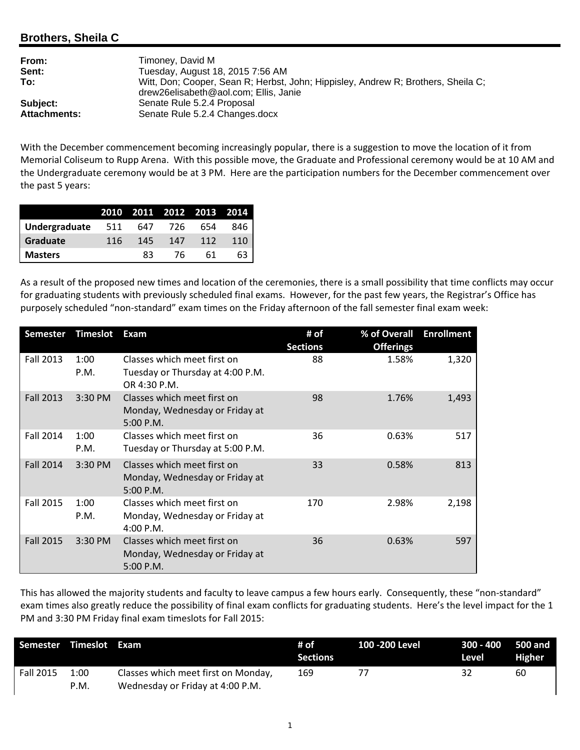## Brothers, Sheila C

**From:** Timoney, David M
**Sent:** Tuesday, August 18, 2015 7:56 AM
**To:** Witt, Don; Cooper, Sean R; Herbst, John; Hippisley, Andrew R; Brothers, Sheila C; drew26elisabeth@aol.com; Ellis, Janie
**Subject:** Senate Rule 5.2.4 Proposal
**Attachments:** Senate Rule 5.2.4 Changes.docx

With the December commencement becoming increasingly popular, there is a suggestion to move the location of it from Memorial Coliseum to Rupp Arena. With this possible move, the Graduate and Professional ceremony would be at 10 AM and the Undergraduate ceremony would be at 3 PM. Here are the participation numbers for the December commencement over the past 5 years:

| | 2010 | 2011 | 2012 | 2013 | 2014 |
|---|---|---|---|---|---|
| **Undergraduate** | 511 | 647 | 726 | 654 | 846 |
| **Graduate** | 116 | 145 | 147 | 112 | 110 |
| **Masters** | | 83 | 76 | 61 | 63 |

As a result of the proposed new times and location of the ceremonies, there is a small possibility that time conflicts may occur for graduating students with previously scheduled final exams. However, for the past few years, the Registrar's Office has purposely scheduled "non-standard" exam times on the Friday afternoon of the fall semester final exam week:

| Semester | Timeslot | Exam | # of Sections | % of Overall Offerings | Enrollment |
|---|---|---|---|---|---|
| Fall 2013 | 1:00 P.M. | Classes which meet first on Tuesday or Thursday at 4:00 P.M. OR 4:30 P.M. | 88 | 1.58% | 1,320 |
| Fall 2013 | 3:30 PM | Classes which meet first on Monday, Wednesday or Friday at 5:00 P.M. | 98 | 1.76% | 1,493 |
| Fall 2014 | 1:00 P.M. | Classes which meet first on Tuesday or Thursday at 5:00 P.M. | 36 | 0.63% | 517 |
| Fall 2014 | 3:30 PM | Classes which meet first on Monday, Wednesday or Friday at 5:00 P.M. | 33 | 0.58% | 813 |
| Fall 2015 | 1:00 P.M. | Classes which meet first on Monday, Wednesday or Friday at 4:00 P.M. | 170 | 2.98% | 2,198 |
| Fall 2015 | 3:30 PM | Classes which meet first on Monday, Wednesday or Friday at 5:00 P.M. | 36 | 0.63% | 597 |

This has allowed the majority students and faculty to leave campus a few hours early. Consequently, these "non-standard" exam times also greatly reduce the possibility of final exam conflicts for graduating students. Here's the level impact for the 1 PM and 3:30 PM Friday final exam timeslots for Fall 2015:

| Semester | Timeslot | Exam | # of Sections | 100 -200 Level | 300 - 400 Level | 500 and Higher |
|---|---|---|---|---|---|---|
| Fall 2015 | 1:00 P.M. | Classes which meet first on Monday, Wednesday or Friday at 4:00 P.M. | 169 | 77 | 32 | 60 |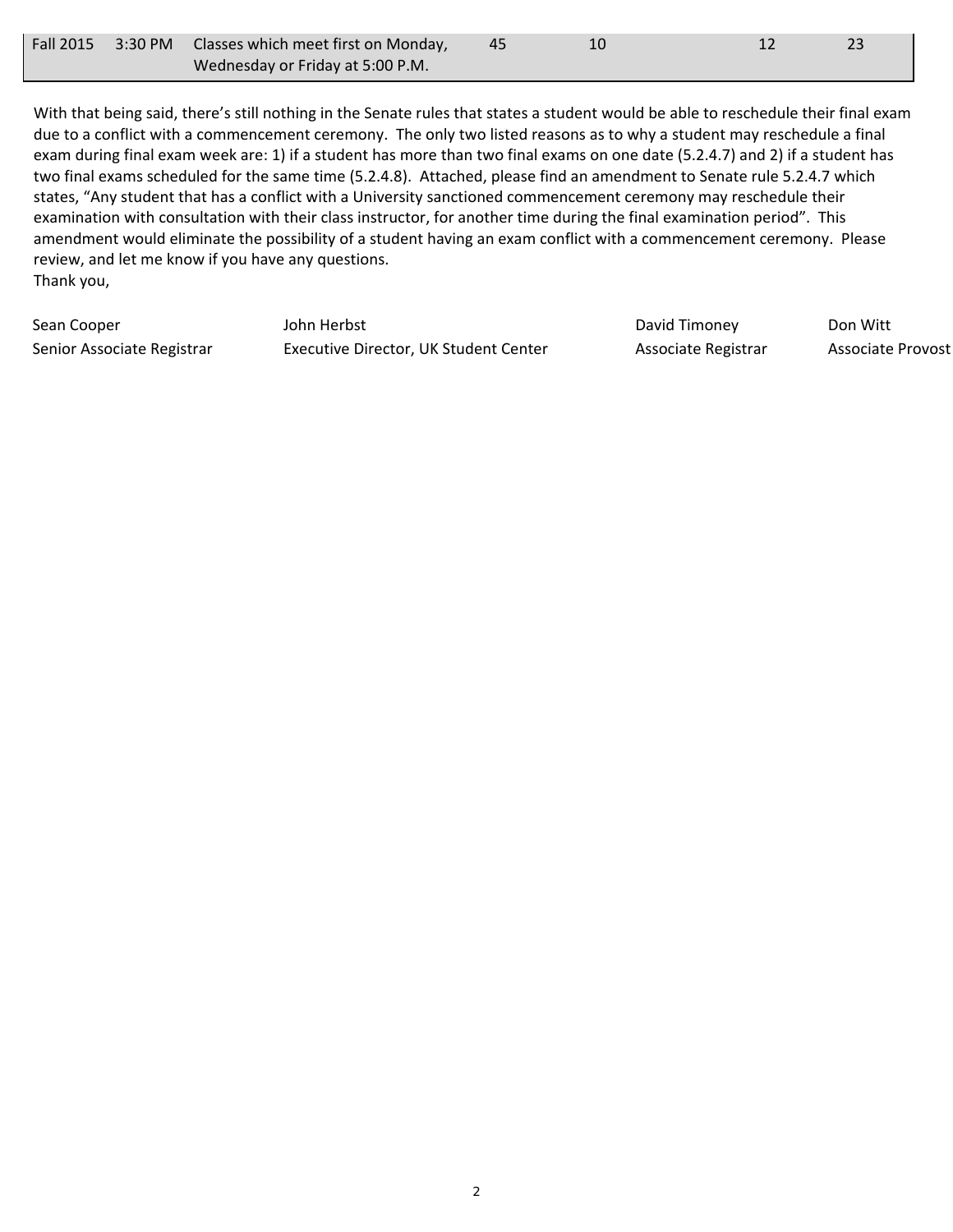| | | | | | | |
|---|---|---|---|---|---|---|
| Fall 2015 | 3:30 PM | Classes which meet first on Monday, Wednesday or Friday at 5:00 P.M. | 45 | 10 | 12 | 23 |

With that being said, there's still nothing in the Senate rules that states a student would be able to reschedule their final exam due to a conflict with a commencement ceremony. The only two listed reasons as to why a student may reschedule a final exam during final exam week are: 1) if a student has more than two final exams on one date (5.2.4.7) and 2) if a student has two final exams scheduled for the same time (5.2.4.8). Attached, please find an amendment to Senate rule 5.2.4.7 which states, "Any student that has a conflict with a University sanctioned commencement ceremony may reschedule their examination with consultation with their class instructor, for another time during the final examination period". This amendment would eliminate the possibility of a student having an exam conflict with a commencement ceremony. Please review, and let me know if you have any questions.

Thank you,

Sean Cooper
Senior Associate Registrar

John Herbst
Executive Director, UK Student Center

David Timoney
Associate Registrar

Don Witt
Associate Provost